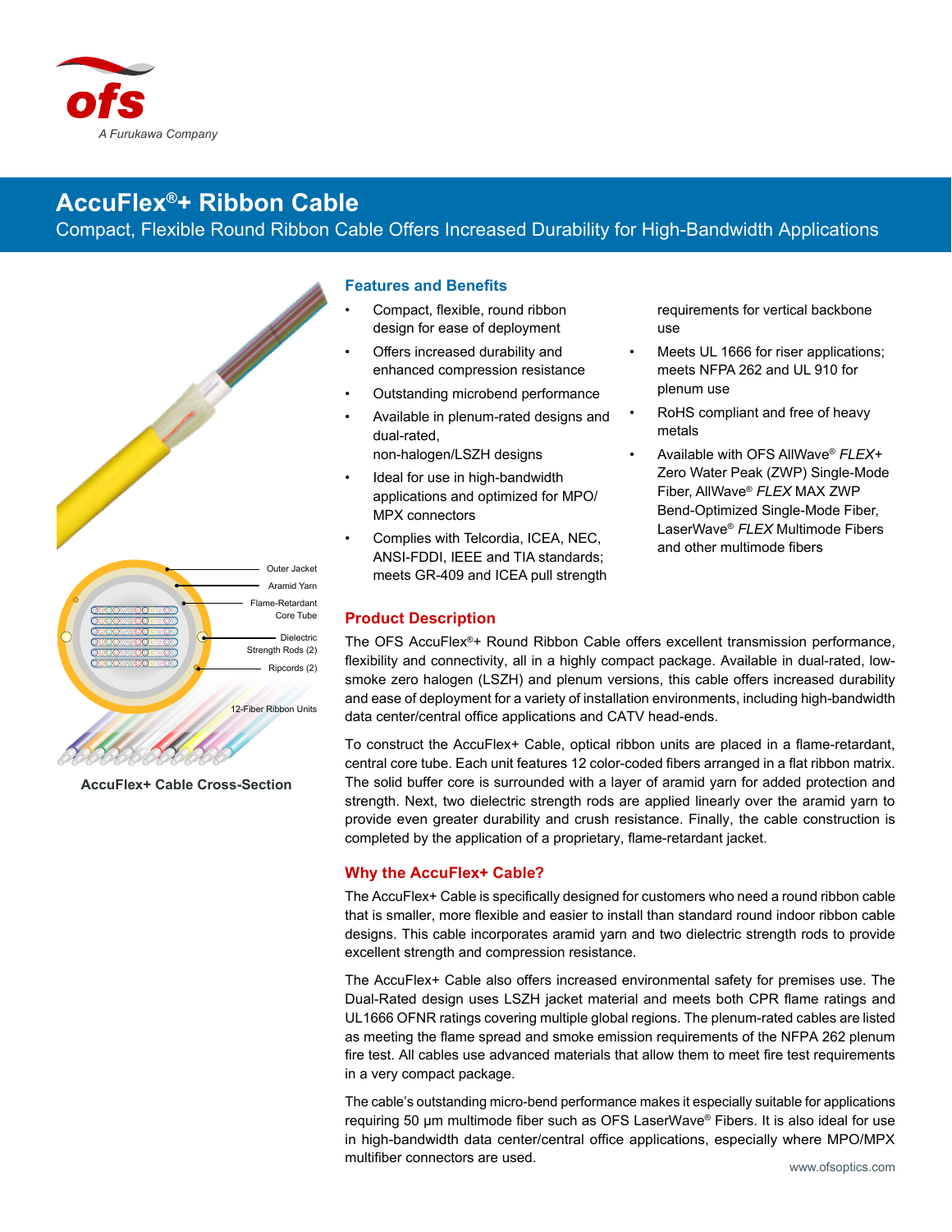# AccuFlex®+ Ribbon Cable

Compact, Flexible Round Ribbon Cable Offers Increased Durability for High-Bandwidth Applications

Outer Jacket
Aramid Yarn
Flame-Retardant Core Tube
Dielectric Strength Rods (2)
Ripcords (2)
12-Fiber Ribbon Units

AccuFlex+ Cable Cross-Section

## Features and Benefits

- Compact, flexible, round ribbon design for ease of deployment
- Offers increased durability and enhanced compression resistance
- Outstanding microbend performance
- Available in plenum-rated designs and dual-rated, non-halogen/LSZH designs
- Ideal for use in high-bandwidth applications and optimized for MPO/MPX connectors
- Complies with Telcordia, ICEA, NEC, ANSI-FDDI, IEEE and TIA standards; meets GR-409 and ICEA pull strength requirements for vertical backbone use
- Meets UL 1666 for riser applications; meets NFPA 262 and UL 910 for plenum use
- RoHS compliant and free of heavy metals
- Available with OFS AllWave® *FLEX+* Zero Water Peak (ZWP) Single-Mode Fiber, AllWave® *FLEX* MAX ZWP Bend-Optimized Single-Mode Fiber, LaserWave® *FLEX* Multimode Fibers and other multimode fibers

## Product Description

The OFS AccuFlex®+ Round Ribbon Cable offers excellent transmission performance, flexibility and connectivity, all in a highly compact package. Available in dual-rated, low-smoke zero halogen (LSZH) and plenum versions, this cable offers increased durability and ease of deployment for a variety of installation environments, including high-bandwidth data center/central office applications and CATV head-ends.

To construct the AccuFlex+ Cable, optical ribbon units are placed in a flame-retardant, central core tube. Each unit features 12 color-coded fibers arranged in a flat ribbon matrix. The solid buffer core is surrounded with a layer of aramid yarn for added protection and strength. Next, two dielectric strength rods are applied linearly over the aramid yarn to provide even greater durability and crush resistance. Finally, the cable construction is completed by the application of a proprietary, flame-retardant jacket.

## Why the AccuFlex+ Cable?

The AccuFlex+ Cable is specifically designed for customers who need a round ribbon cable that is smaller, more flexible and easier to install than standard round indoor ribbon cable designs. This cable incorporates aramid yarn and two dielectric strength rods to provide excellent strength and compression resistance.

The AccuFlex+ Cable also offers increased environmental safety for premises use. The Dual-Rated design uses LSZH jacket material and meets both CPR flame ratings and UL1666 OFNR ratings covering multiple global regions. The plenum-rated cables are listed as meeting the flame spread and smoke emission requirements of the NFPA 262 plenum fire test. All cables use advanced materials that allow them to meet fire test requirements in a very compact package.

The cable's outstanding micro-bend performance makes it especially suitable for applications requiring 50 μm multimode fiber such as OFS LaserWave® Fibers. It is also ideal for use in high-bandwidth data center/central office applications, especially where MPO/MPX multifiber connectors are used.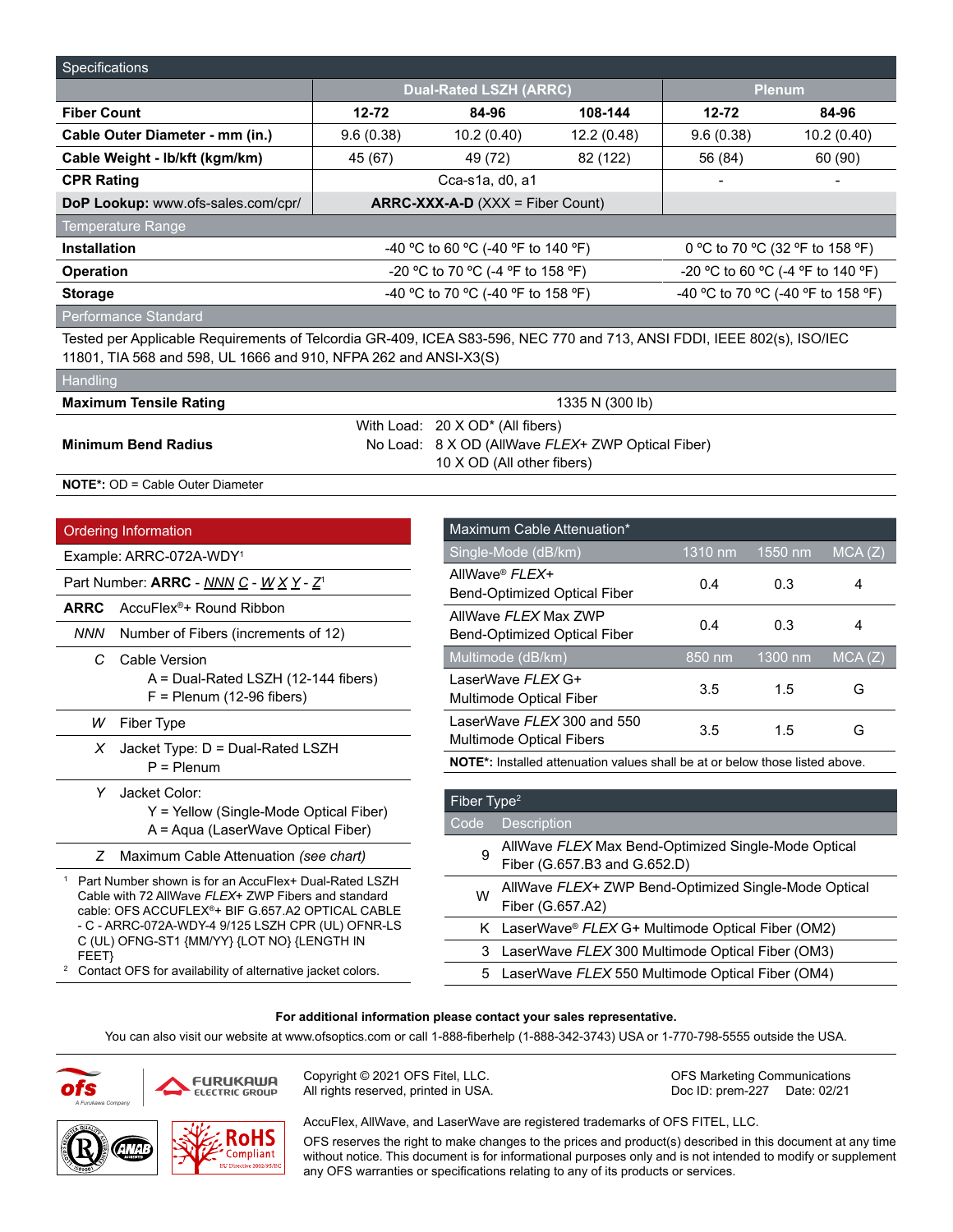## Specifications

| | Dual-Rated LSZH (ARRC) | | | Plenum | |
|---|---|---|---|---|---|
| **Fiber Count** | **12-72** | **84-96** | **108-144** | **12-72** | **84-96** |
| **Cable Outer Diameter - mm (in.)** | 9.6 (0.38) | 10.2 (0.40) | 12.2 (0.48) | 9.6 (0.38) | 10.2 (0.40) |
| **Cable Weight - lb/kft (kgm/km)** | 45 (67) | 49 (72) | 82 (122) | 56 (84) | 60 (90) |
| **CPR Rating** | Cca-s1a, d0, a1 | | | - | - |
| **DoP Lookup:** www.ofs-sales.com/cpr/ | **ARRC-XXX-A-D** (XXX = Fiber Count) | | | | |

### Temperature Range

| | Dual-Rated LSZH (ARRC) | Plenum |
|---|---|---|
| **Installation** | -40 ºC to 60 ºC (-40 ºF to 140 ºF) | 0 ºC to 70 ºC (32 ºF to 158 ºF) |
| **Operation** | -20 ºC to 70 ºC (-4 ºF to 158 ºF) | -20 ºC to 60 ºC (-4 ºF to 140 ºF) |
| **Storage** | -40 ºC to 70 ºC (-40 ºF to 158 ºF) | -40 ºC to 70 ºC (-40 ºF to 158 ºF) |

### Performance Standard

Tested per Applicable Requirements of Telcordia GR-409, ICEA S83-596, NEC 770 and 713, ANSI FDDI, IEEE 802(s), ISO/IEC 11801, TIA 568 and 598, UL 1666 and 910, NFPA 262 and ANSI-X3(S)

### Handling

| | |
|---|---|
| **Maximum Tensile Rating** | 1335 N (300 lb) |
| **Minimum Bend Radius** | With Load: 20 X OD* (All fibers)<br>No Load: 8 X OD (AllWave *FLEX*+ ZWP Optical Fiber)<br>10 X OD (All other fibers) |

**NOTE*:** OD = Cable Outer Diameter

## Ordering Information

Example: ARRC-072A-WDY[1]

Part Number: **ARRC** - *NNN* *C* - *W* *X* *Y* - *Z*[1]

| | |
|---|---|
| **ARRC** | AccuFlex®+ Round Ribbon |
| *NNN* | Number of Fibers (increments of 12) |
| *C* | Cable Version<br>A = Dual-Rated LSZH (12-144 fibers)<br>F = Plenum (12-96 fibers) |
| *W* | Fiber Type |
| *X* | Jacket Type: D = Dual-Rated LSZH<br>P = Plenum |
| *Y* | Jacket Color:<br>Y = Yellow (Single-Mode Optical Fiber)<br>A = Aqua (LaserWave Optical Fiber) |
| *Z* | Maximum Cable Attenuation *(see chart)* |

[1] Part Number shown is for an AccuFlex+ Dual-Rated LSZH Cable with 72 AllWave *FLEX*+ ZWP Fibers and standard cable: OFS ACCUFLEX®+ BIF G.657.A2 OPTICAL CABLE - C - ARRC-072A-WDY-4 9/125 LSZH CPR (UL) OFNR-LS C (UL) OFNG-ST1 {MM/YY} {LOT NO} {LENGTH IN FEET}

[2] Contact OFS for availability of alternative jacket colors.

## Maximum Cable Attenuation*

| Single-Mode (dB/km) | 1310 nm | 1550 nm | MCA (Z) |
|---|---|---|---|
| AllWave® *FLEX*+ Bend-Optimized Optical Fiber | 0.4 | 0.3 | 4 |
| AllWave *FLEX* Max ZWP Bend-Optimized Optical Fiber | 0.4 | 0.3 | 4 |
| **Multimode (dB/km)** | **850 nm** | **1300 nm** | **MCA (Z)** |
| LaserWave *FLEX* G+ Multimode Optical Fiber | 3.5 | 1.5 | G |
| LaserWave *FLEX* 300 and 550 Multimode Optical Fibers | 3.5 | 1.5 | G |

**NOTE*:** Installed attenuation values shall be at or below those listed above.

## Fiber Type[2]

| Code | Description |
|---|---|
| 9 | AllWave *FLEX* Max Bend-Optimized Single-Mode Optical Fiber (G.657.B3 and G.652.D) |
| W | AllWave *FLEX*+ ZWP Bend-Optimized Single-Mode Optical Fiber (G.657.A2) |
| K | LaserWave® *FLEX* G+ Multimode Optical Fiber (OM2) |
| 3 | LaserWave *FLEX* 300 Multimode Optical Fiber (OM3) |
| 5 | LaserWave *FLEX* 550 Multimode Optical Fiber (OM4) |

**For additional information please contact your sales representative.**

You can also visit our website at www.ofsoptics.com or call 1-888-fiberhelp (1-888-342-3743) USA or 1-770-798-5555 outside the USA.

Copyright © 2021 OFS Fitel, LLC.
All rights reserved, printed in USA.

OFS Marketing Communications
Doc ID: prem-227 Date: 02/21

AccuFlex, AllWave, and LaserWave are registered trademarks of OFS FITEL, LLC.

OFS reserves the right to make changes to the prices and product(s) described in this document at any time without notice. This document is for informational purposes only and is not intended to modify or supplement any OFS warranties or specifications relating to any of its products or services.